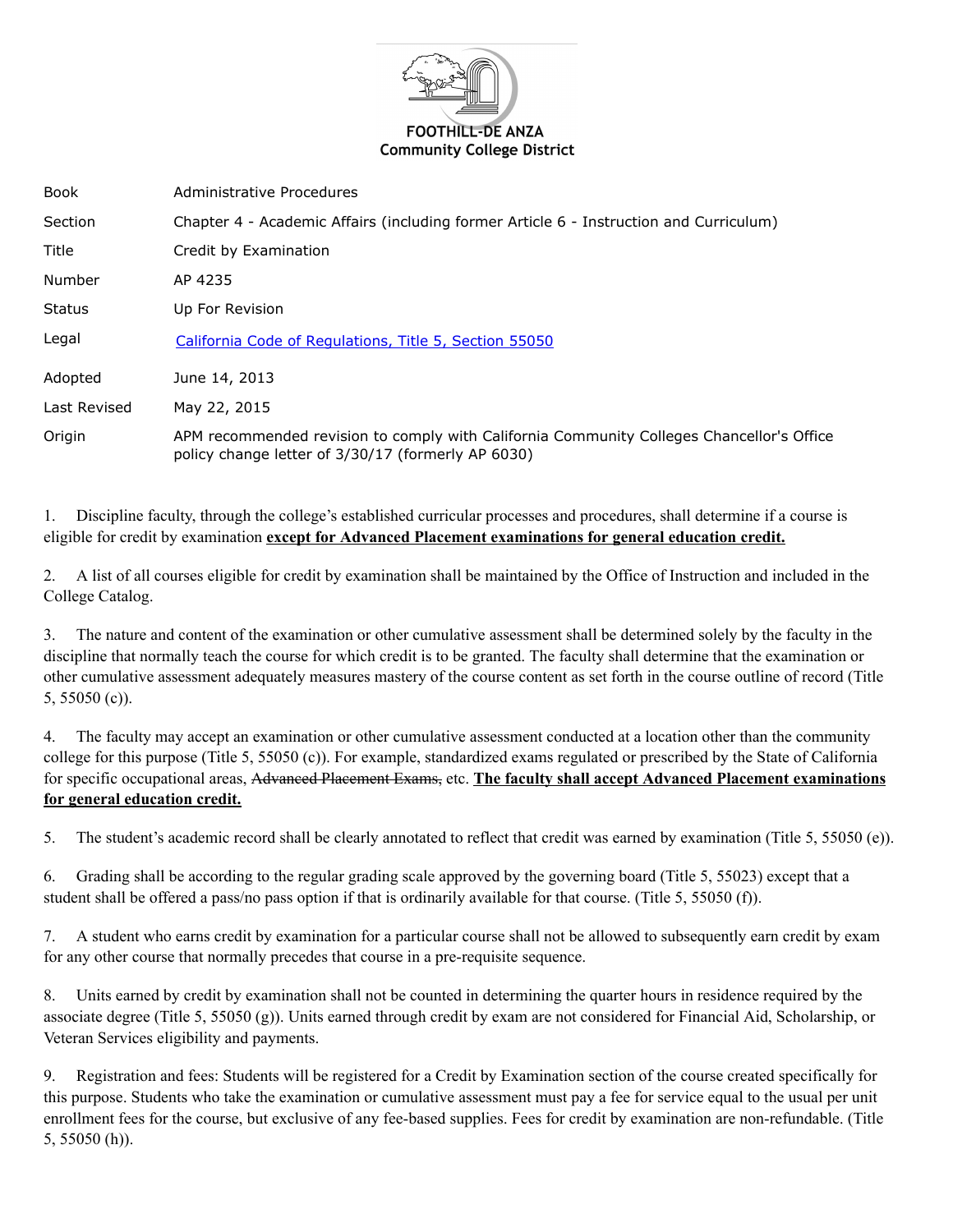**FOOTHILL-DE ANZA**
**Community College District**

| | |
|---|---|
| Book | Administrative Procedures |
| Section | Chapter 4 - Academic Affairs (including former Article 6 - Instruction and Curriculum) |
| Title | Credit by Examination |
| Number | AP 4235 |
| Status | Up For Revision |
| Legal | [California Code of Regulations, Title 5, Section 55050] |
| Adopted | June 14, 2013 |
| Last Revised | May 22, 2015 |
| Origin | APM recommended revision to comply with California Community Colleges Chancellor's Office policy change letter of 3/30/17 (formerly AP 6030) |

1. Discipline faculty, through the college's established curricular processes and procedures, shall determine if a course is eligible for credit by examination **except for Advanced Placement examinations for general education credit.**

2. A list of all courses eligible for credit by examination shall be maintained by the Office of Instruction and included in the College Catalog.

3. The nature and content of the examination or other cumulative assessment shall be determined solely by the faculty in the discipline that normally teach the course for which credit is to be granted. The faculty shall determine that the examination or other cumulative assessment adequately measures mastery of the course content as set forth in the course outline of record (Title 5, 55050 (c)).

4. The faculty may accept an examination or other cumulative assessment conducted at a location other than the community college for this purpose (Title 5, 55050 (c)). For example, standardized exams regulated or prescribed by the State of California for specific occupational areas, ~~Advanced Placement Exams,~~ etc. **The faculty shall accept Advanced Placement examinations for general education credit.**

5. The student's academic record shall be clearly annotated to reflect that credit was earned by examination (Title 5, 55050 (e)).

6. Grading shall be according to the regular grading scale approved by the governing board (Title 5, 55023) except that a student shall be offered a pass/no pass option if that is ordinarily available for that course. (Title 5, 55050 (f)).

7. A student who earns credit by examination for a particular course shall not be allowed to subsequently earn credit by exam for any other course that normally precedes that course in a pre-requisite sequence.

8. Units earned by credit by examination shall not be counted in determining the quarter hours in residence required by the associate degree (Title 5, 55050 (g)). Units earned through credit by exam are not considered for Financial Aid, Scholarship, or Veteran Services eligibility and payments.

9. Registration and fees: Students will be registered for a Credit by Examination section of the course created specifically for this purpose. Students who take the examination or cumulative assessment must pay a fee for service equal to the usual per unit enrollment fees for the course, but exclusive of any fee-based supplies. Fees for credit by examination are non-refundable. (Title 5, 55050 (h)).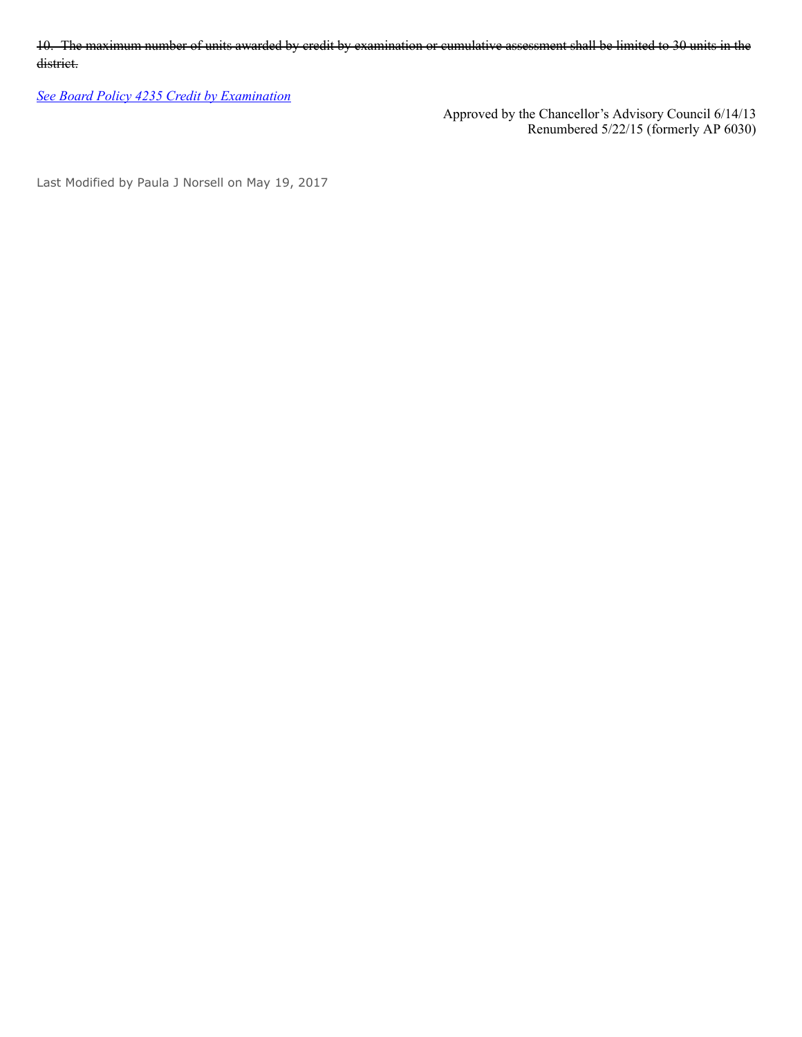~~10. The maximum number of units awarded by credit by examination or cumulative assessment shall be limited to 30 units in the district.~~

*See Board Policy 4235 Credit by Examination*

Approved by the Chancellor's Advisory Council 6/14/13
Renumbered 5/22/15 (formerly AP 6030)

Last Modified by Paula J Norsell on May 19, 2017